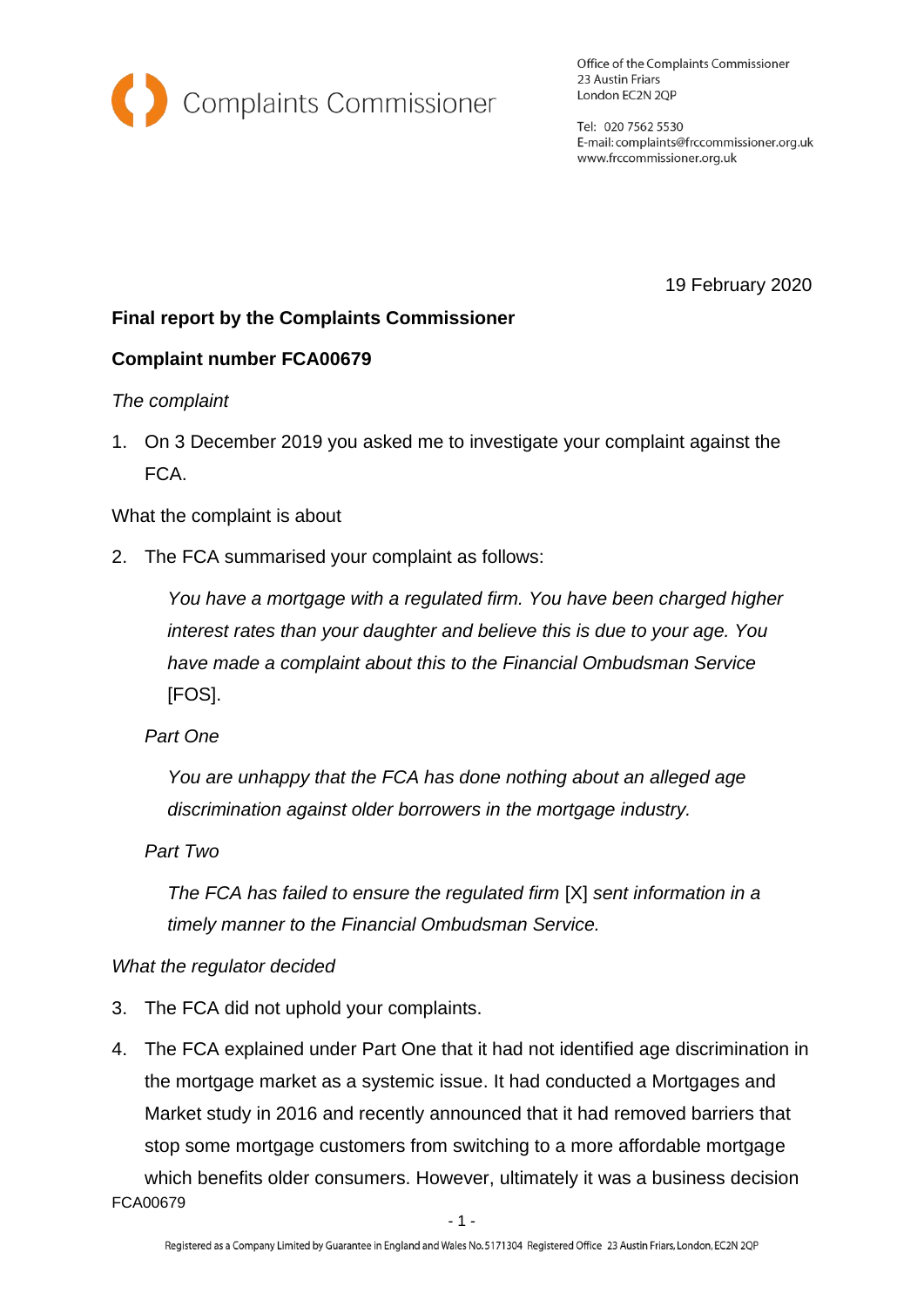Complaints Commissioner

Office of the Complaints Commissioner
23 Austin Friars
London EC2N 2QP

Tel: 020 7562 5530
E-mail: complaints@frccommissioner.org.uk
www.frccommissioner.org.uk

19 February 2020

**Final report by the Complaints Commissioner**

**Complaint number FCA00679**

*The complaint*

1. On 3 December 2019 you asked me to investigate your complaint against the FCA.

What the complaint is about

2. The FCA summarised your complaint as follows:

   *You have a mortgage with a regulated firm. You have been charged higher interest rates than your daughter and believe this is due to your age. You have made a complaint about this to the Financial Ombudsman Service* [FOS].

   *Part One*

   *You are unhappy that the FCA has done nothing about an alleged age discrimination against older borrowers in the mortgage industry.*

   *Part Two*

   *The FCA has failed to ensure the regulated firm* [X] *sent information in a timely manner to the Financial Ombudsman Service.*

*What the regulator decided*

3. The FCA did not uphold your complaints.

4. The FCA explained under Part One that it had not identified age discrimination in the mortgage market as a systemic issue. It had conducted a Mortgages and Market study in 2016 and recently announced that it had removed barriers that stop some mortgage customers from switching to a more affordable mortgage which benefits older consumers. However, ultimately it was a business decision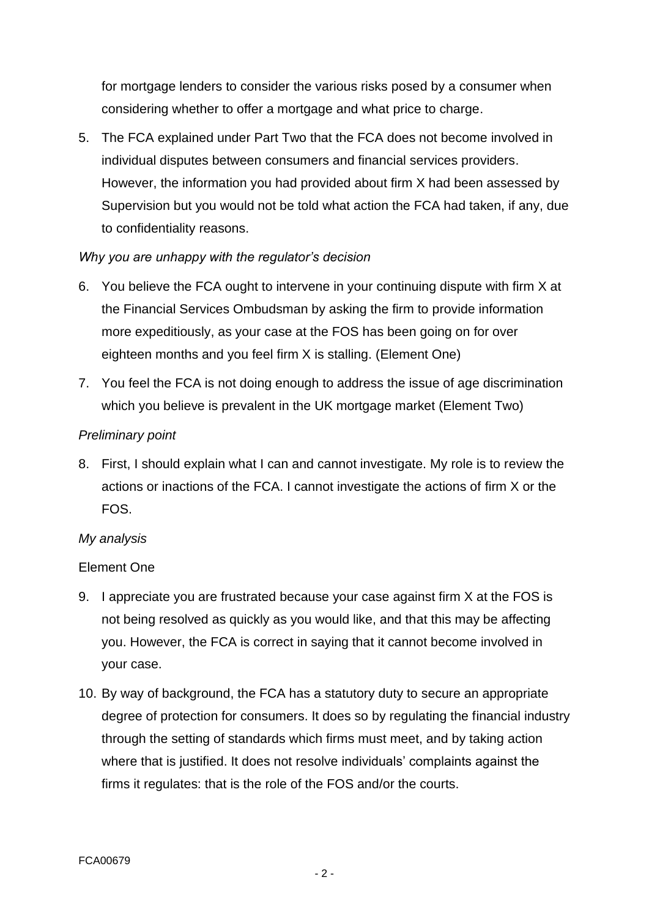for mortgage lenders to consider the various risks posed by a consumer when considering whether to offer a mortgage and what price to charge.

5. The FCA explained under Part Two that the FCA does not become involved in individual disputes between consumers and financial services providers. However, the information you had provided about firm X had been assessed by Supervision but you would not be told what action the FCA had taken, if any, due to confidentiality reasons.

*Why you are unhappy with the regulator's decision*

6. You believe the FCA ought to intervene in your continuing dispute with firm X at the Financial Services Ombudsman by asking the firm to provide information more expeditiously, as your case at the FOS has been going on for over eighteen months and you feel firm X is stalling. (Element One)

7. You feel the FCA is not doing enough to address the issue of age discrimination which you believe is prevalent in the UK mortgage market (Element Two)

*Preliminary point*

8. First, I should explain what I can and cannot investigate. My role is to review the actions or inactions of the FCA. I cannot investigate the actions of firm X or the FOS.

*My analysis*

Element One

9. I appreciate you are frustrated because your case against firm X at the FOS is not being resolved as quickly as you would like, and that this may be affecting you. However, the FCA is correct in saying that it cannot become involved in your case.

10. By way of background, the FCA has a statutory duty to secure an appropriate degree of protection for consumers. It does so by regulating the financial industry through the setting of standards which firms must meet, and by taking action where that is justified. It does not resolve individuals' complaints against the firms it regulates: that is the role of the FOS and/or the courts.

FCA00679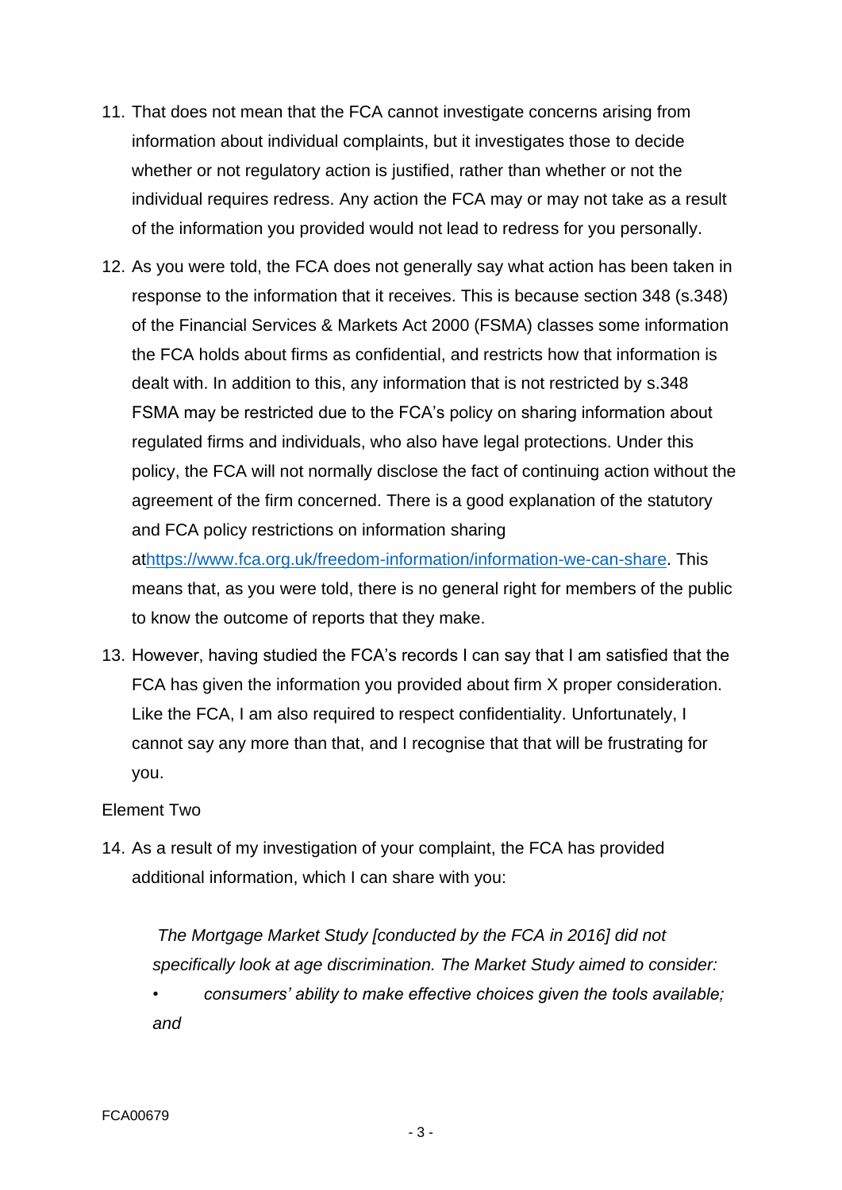11. That does not mean that the FCA cannot investigate concerns arising from information about individual complaints, but it investigates those to decide whether or not regulatory action is justified, rather than whether or not the individual requires redress. Any action the FCA may or may not take as a result of the information you provided would not lead to redress for you personally.

12. As you were told, the FCA does not generally say what action has been taken in response to the information that it receives. This is because section 348 (s.348) of the Financial Services & Markets Act 2000 (FSMA) classes some information the FCA holds about firms as confidential, and restricts how that information is dealt with. In addition to this, any information that is not restricted by s.348 FSMA may be restricted due to the FCA's policy on sharing information about regulated firms and individuals, who also have legal protections. Under this policy, the FCA will not normally disclose the fact of continuing action without the agreement of the firm concerned. There is a good explanation of the statutory and FCA policy restrictions on information sharing athttps://www.fca.org.uk/freedom-information/information-we-can-share. This means that, as you were told, there is no general right for members of the public to know the outcome of reports that they make.

13. However, having studied the FCA's records I can say that I am satisfied that the FCA has given the information you provided about firm X proper consideration. Like the FCA, I am also required to respect confidentiality. Unfortunately, I cannot say any more than that, and I recognise that that will be frustrating for you.

Element Two

14. As a result of my investigation of your complaint, the FCA has provided additional information, which I can share with you:

> *The Mortgage Market Study [conducted by the FCA in 2016] did not specifically look at age discrimination. The Market Study aimed to consider:*
>
> - *consumers' ability to make effective choices given the tools available; and*

FCA00679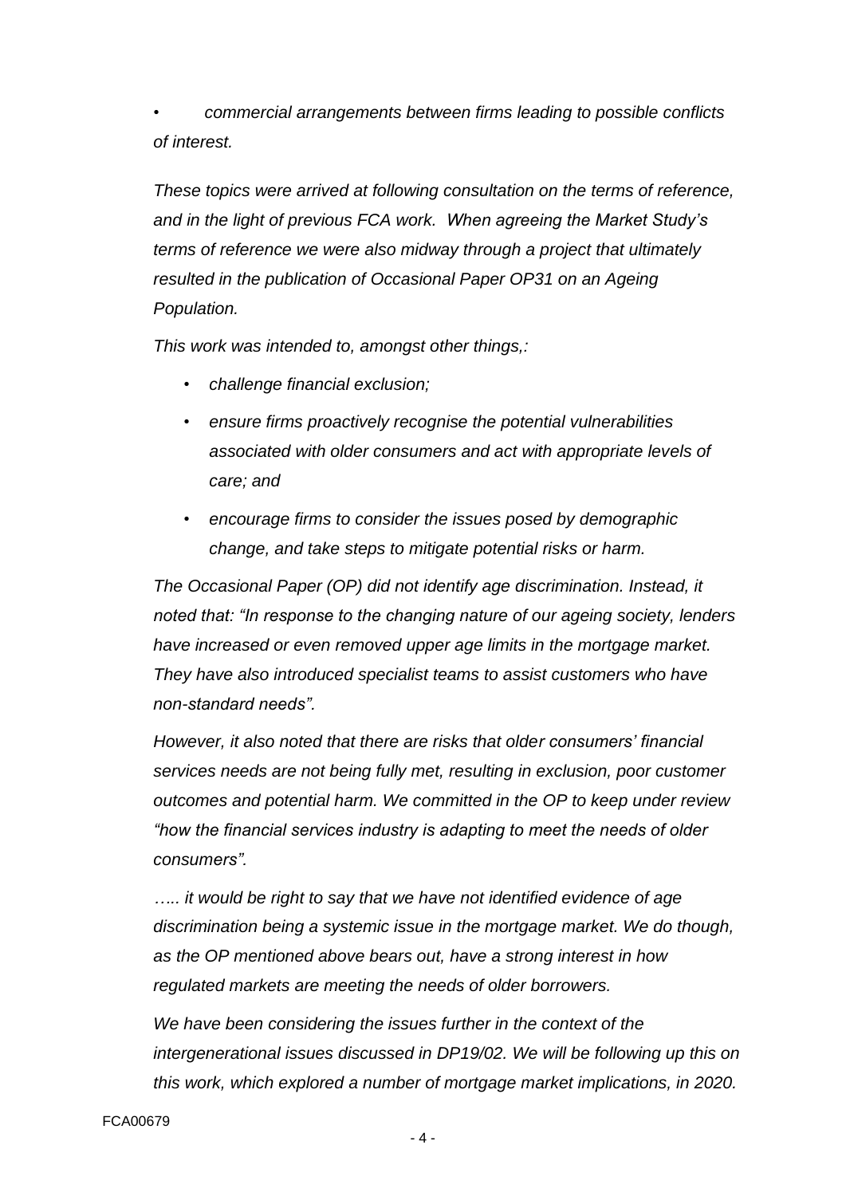- *commercial arrangements between firms leading to possible conflicts of interest.*

*These topics were arrived at following consultation on the terms of reference, and in the light of previous FCA work. When agreeing the Market Study's terms of reference we were also midway through a project that ultimately resulted in the publication of Occasional Paper OP31 on an Ageing Population.*

*This work was intended to, amongst other things,:*

- *challenge financial exclusion;*
- *ensure firms proactively recognise the potential vulnerabilities associated with older consumers and act with appropriate levels of care; and*
- *encourage firms to consider the issues posed by demographic change, and take steps to mitigate potential risks or harm.*

*The Occasional Paper (OP) did not identify age discrimination. Instead, it noted that: "In response to the changing nature of our ageing society, lenders have increased or even removed upper age limits in the mortgage market. They have also introduced specialist teams to assist customers who have non-standard needs".*

*However, it also noted that there are risks that older consumers' financial services needs are not being fully met, resulting in exclusion, poor customer outcomes and potential harm. We committed in the OP to keep under review "how the financial services industry is adapting to meet the needs of older consumers".*

*….. it would be right to say that we have not identified evidence of age discrimination being a systemic issue in the mortgage market. We do though, as the OP mentioned above bears out, have a strong interest in how regulated markets are meeting the needs of older borrowers.*

*We have been considering the issues further in the context of the intergenerational issues discussed in DP19/02. We will be following up this on this work, which explored a number of mortgage market implications, in 2020.*

FCA00679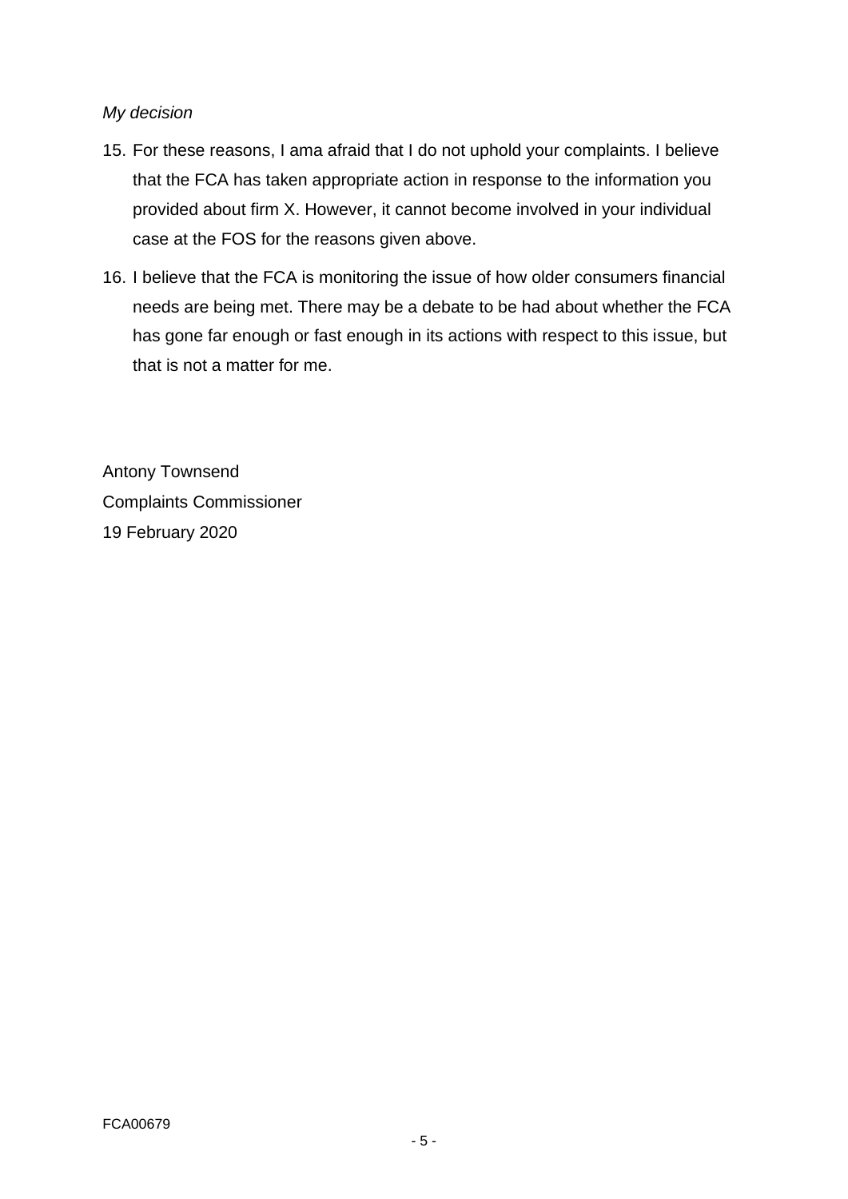*My decision*

15. For these reasons, I ama afraid that I do not uphold your complaints. I believe that the FCA has taken appropriate action in response to the information you provided about firm X. However, it cannot become involved in your individual case at the FOS for the reasons given above.

16. I believe that the FCA is monitoring the issue of how older consumers financial needs are being met. There may be a debate to be had about whether the FCA has gone far enough or fast enough in its actions with respect to this issue, but that is not a matter for me.

Antony Townsend
Complaints Commissioner
19 February 2020

FCA00679